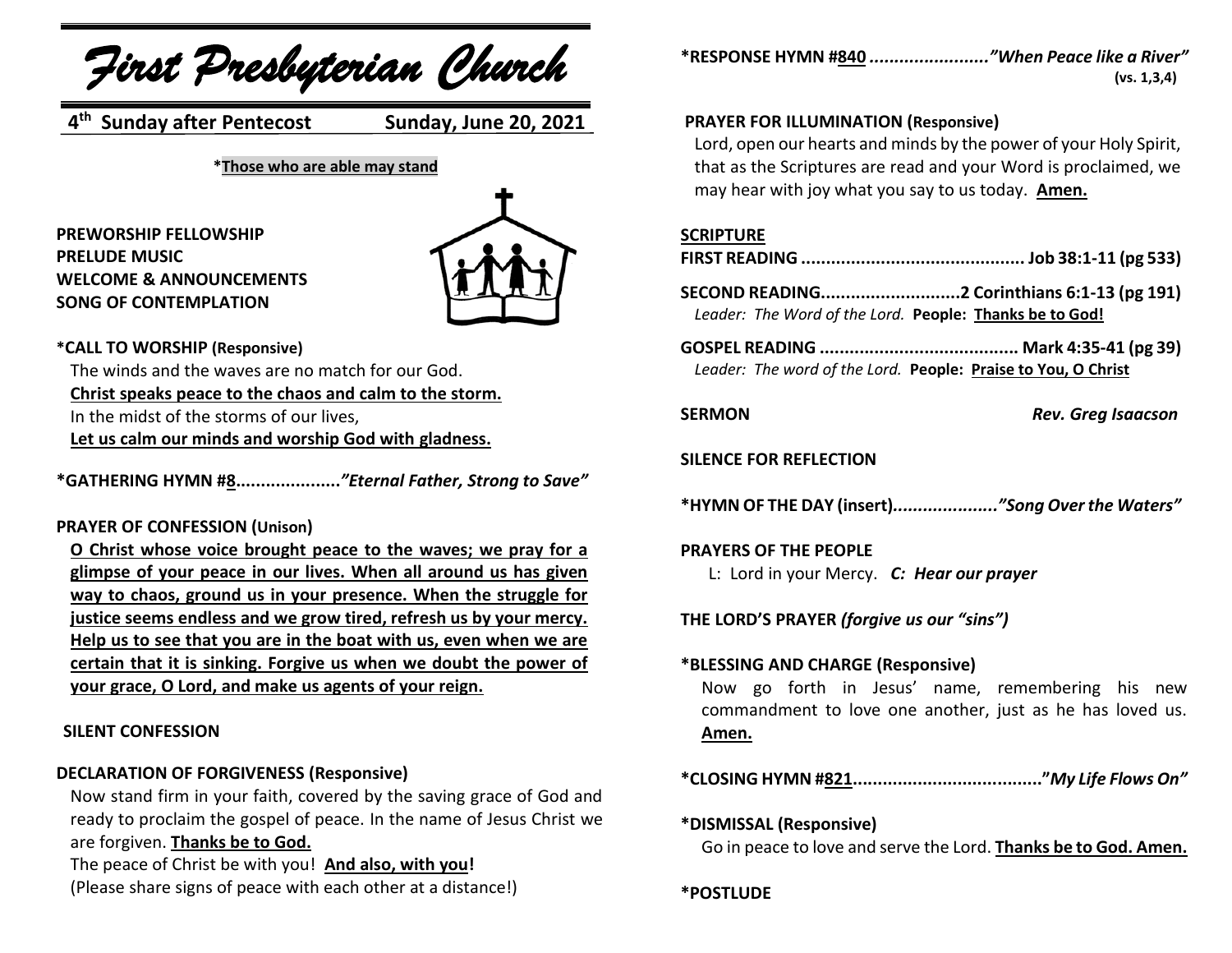# First Presbyterian Church

**4th Sunday after Pentecost** **Sunday, June 20, 2021**

***Those who are able may stand**

**PREWORSHIP FELLOWSHIP**
**PRELUDE MUSIC**
**WELCOME & ANNOUNCEMENTS**
**SONG OF CONTEMPLATION**

**\*CALL TO WORSHIP (Responsive)**

The winds and the waves are no match for our God.
**Christ speaks peace to the chaos and calm to the storm.**
In the midst of the storms of our lives,
**Let us calm our minds and worship God with gladness.**

**\*GATHERING HYMN #8**.....................***"Eternal Father, Strong to Save"***

**PRAYER OF CONFESSION (Unison)**

**O Christ whose voice brought peace to the waves; we pray for a glimpse of your peace in our lives. When all around us has given way to chaos, ground us in your presence. When the struggle for justice seems endless and we grow tired, refresh us by your mercy. Help us to see that you are in the boat with us, even when we are certain that it is sinking. Forgive us when we doubt the power of your grace, O Lord, and make us agents of your reign.**

**SILENT CONFESSION**

**DECLARATION OF FORGIVENESS (Responsive)**

Now stand firm in your faith, covered by the saving grace of God and ready to proclaim the gospel of peace. In the name of Jesus Christ we are forgiven. **Thanks be to God.**
The peace of Christ be with you! **And also, with you!**
(Please share signs of peace with each other at a distance!)

**\*RESPONSE HYMN #840** .......................***"When Peace like a River"*** **(vs. 1,3,4)**

**PRAYER FOR ILLUMINATION (Responsive)**

Lord, open our hearts and minds by the power of your Holy Spirit, that as the Scriptures are read and your Word is proclaimed, we may hear with joy what you say to us today. **Amen.**

**SCRIPTURE**

**FIRST READING** ............................................ **Job 38:1-11 (pg 533)**

**SECOND READING**............................**2 Corinthians 6:1-13 (pg 191)**
*Leader: The Word of the Lord.* **People: Thanks be to God!**

**GOSPEL READING** ........................................ **Mark 4:35-41 (pg 39)**
*Leader: The word of the Lord.* **People: Praise to You, O Christ**

**SERMON** ***Rev. Greg Isaacson***

**SILENCE FOR REFLECTION**

**\*HYMN OF THE DAY (insert)**.....................***"Song Over the Waters"***

**PRAYERS OF THE PEOPLE**

L: Lord in your Mercy. ***C: Hear our prayer***

**THE LORD'S PRAYER** ***(forgive us our "sins")***

**\*BLESSING AND CHARGE (Responsive)**

Now go forth in Jesus' name, remembering his new commandment to love one another, just as he has loved us. **Amen.**

**\*CLOSING HYMN #821**......................................***"My Life Flows On"***

**\*DISMISSAL (Responsive)**

Go in peace to love and serve the Lord. **Thanks be to God. Amen.**

**\*POSTLUDE**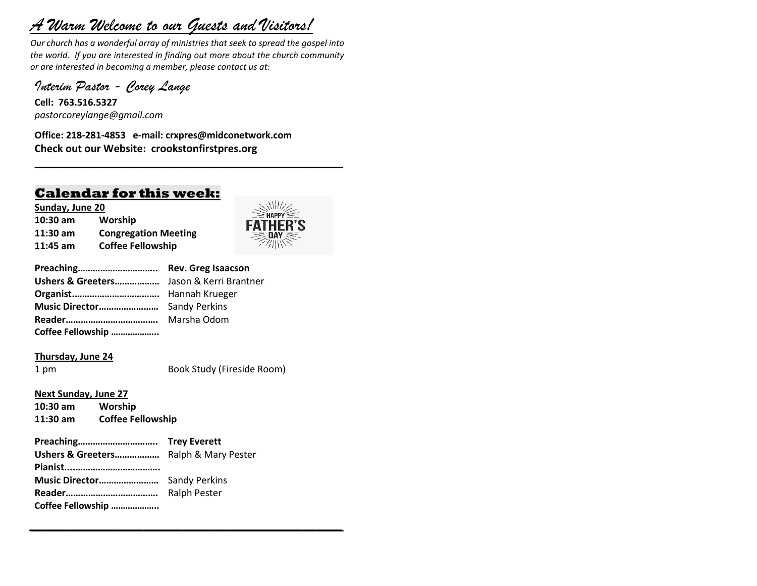# *A Warm Welcome to our Guests and Visitors!*

*Our church has a wonderful array of ministries that seek to spread the gospel into the world. If you are interested in finding out more about the church community or are interested in becoming a member, please contact us at:*

## *Interim Pastor - Corey Lange*

**Cell: 763.516.5327**
*pastorcoreylange@gmail.com*

**Office: 218-281-4853 e-mail: crxpres@midconetwork.com**
**Check out our Website: crookstonfirstpres.org**

---

## Calendar for this week:

**Sunday, June 20**

| | |
|---|---|
| **10:30 am** | **Worship** |
| **11:30 am** | **Congregation Meeting** |
| **11:45 am** | **Coffee Fellowship** |

HAPPY FATHER'S DAY

| | |
|---|---|
| **Preaching…………………………..** | **Rev. Greg Isaacson** |
| **Ushers & Greeters………………** | Jason & Kerri Brantner |
| **Organist…………………………….** | Hannah Krueger |
| **Music Director……………………** | Sandy Perkins |
| **Reader……………………………….** | Marsha Odom |
| **Coffee Fellowship ………………..** | |

**Thursday, June 24**

| | |
|---|---|
| 1 pm | Book Study (Fireside Room) |

**Next Sunday, June 27**

| | |
|---|---|
| **10:30 am** | **Worship** |
| **11:30 am** | **Coffee Fellowship** |

| | |
|---|---|
| **Preaching…………………………..** | **Trey Everett** |
| **Ushers & Greeters………………** | Ralph & Mary Pester |
| **Pianist...………………………….** | |
| **Music Director……………………** | Sandy Perkins |
| **Reader……………………………….** | Ralph Pester |
| **Coffee Fellowship ………………..** | |

---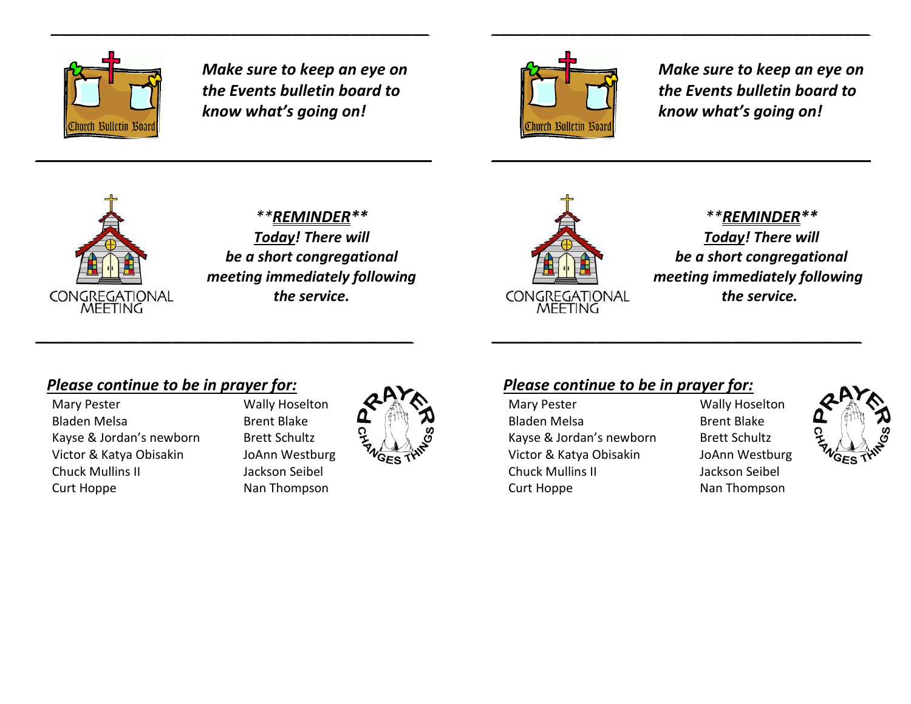*Make sure to keep an eye on the Events bulletin board to know what's going on!*

---

***REMINDER***

***Today*! There will be a short congregational meeting immediately following the service.**

---

## *Please continue to be in prayer for:*

| | |
|---|---|
| Mary Pester | Wally Hoselton |
| Bladen Melsa | Brent Blake |
| Kayse & Jordan's newborn | Brett Schultz |
| Victor & Katya Obisakin | JoAnn Westburg |
| Chuck Mullins II | Jackson Seibel |
| Curt Hoppe | Nan Thompson |

---

*Make sure to keep an eye on the Events bulletin board to know what's going on!*

---

***REMINDER***

***Today*! There will be a short congregational meeting immediately following the service.**

---

## *Please continue to be in prayer for:*

| | |
|---|---|
| Mary Pester | Wally Hoselton |
| Bladen Melsa | Brent Blake |
| Kayse & Jordan's newborn | Brett Schultz |
| Victor & Katya Obisakin | JoAnn Westburg |
| Chuck Mullins II | Jackson Seibel |
| Curt Hoppe | Nan Thompson |